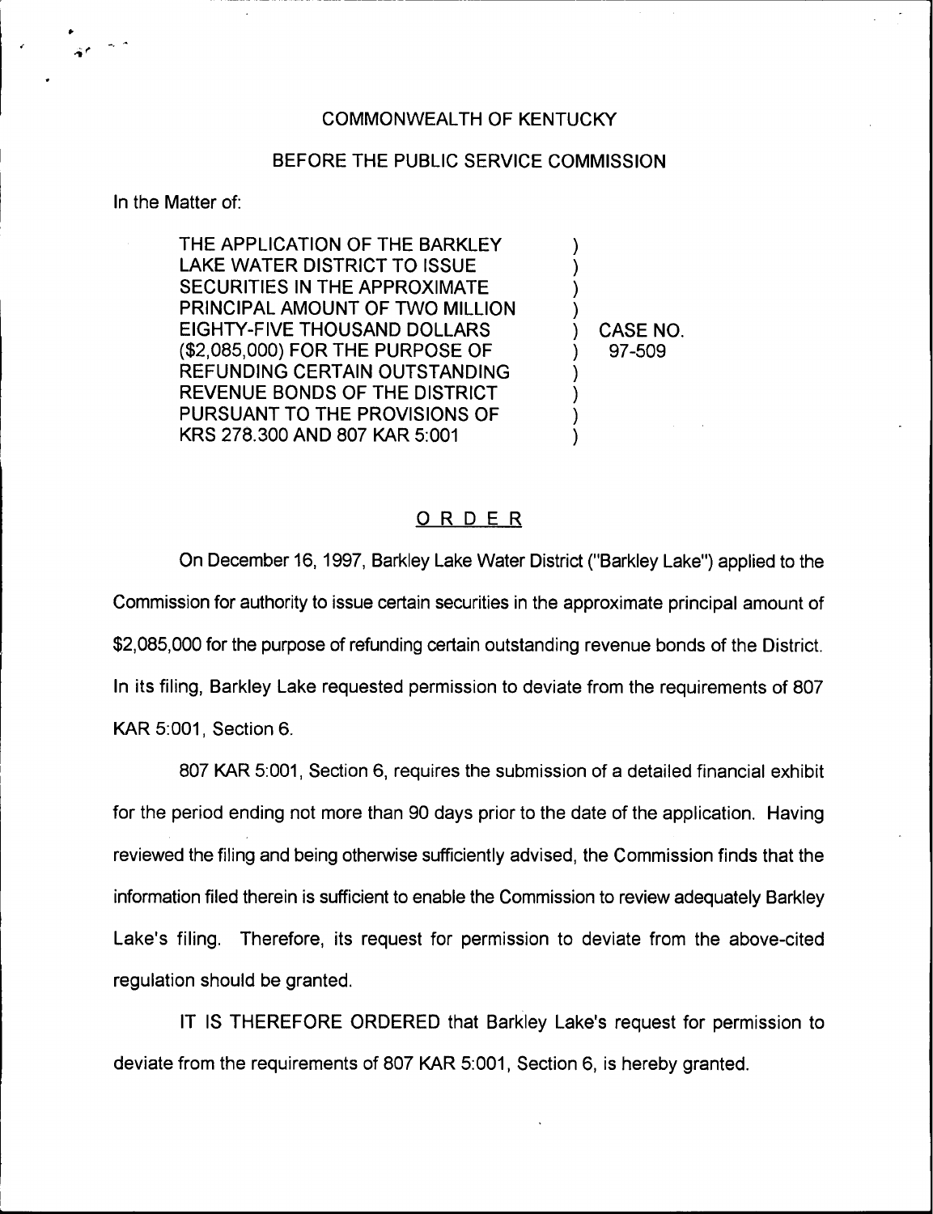COMMONWEALTH OF KENTUCKY

BEFORE THE PUBLIC SERVICE COMMISSION

In the Matter of:

THE APPLICATION OF THE BARKLEY LAKE WATER DISTRICT TO ISSUE SECURITIES IN THE APPROXIMATE PRINCIPAL AMOUNT OF TWO MILLION EIGHTY-FIVE THOUSAND DOLLARS ($2,085,000) FOR THE PURPOSE OF REFUNDING CERTAIN OUTSTANDING REVENUE BONDS OF THE DISTRICT PURSUANT TO THE PROVISIONS OF KRS 278.300 AND 807 KAR 5:001 ) CASE NO. 97-509

# ORDER

On December 16, 1997, Barkley Lake Water District ("Barkley Lake") applied to the Commission for authority to issue certain securities in the approximate principal amount of $2,085,000 for the purpose of refunding certain outstanding revenue bonds of the District. In its filing, Barkley Lake requested permission to deviate from the requirements of 807 KAR 5:001, Section 6.

807 KAR 5:001, Section 6, requires the submission of a detailed financial exhibit for the period ending not more than 90 days prior to the date of the application. Having reviewed the filing and being otherwise sufficiently advised, the Commission finds that the information filed therein is sufficient to enable the Commission to review adequately Barkley Lake's filing. Therefore, its request for permission to deviate from the above-cited regulation should be granted.

IT IS THEREFORE ORDERED that Barkley Lake's request for permission to deviate from the requirements of 807 KAR 5:001, Section 6, is hereby granted.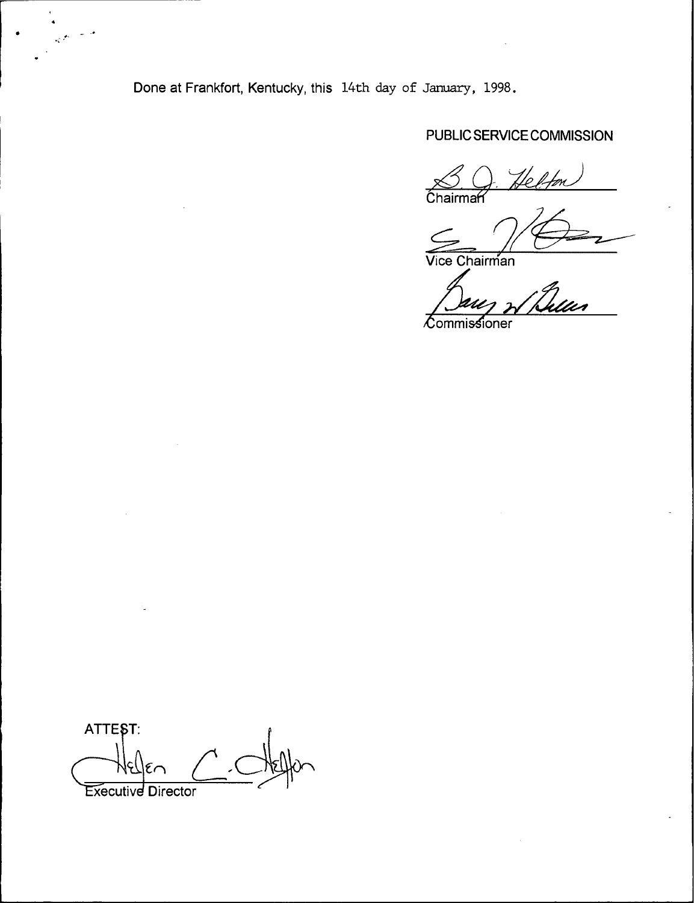Done at Frankfort, Kentucky, this 14th day of January, 1998.

PUBLIC SERVICE COMMISSION

Chairman

Vice Chairman

Commissioner

ATTEST:

Executive Director